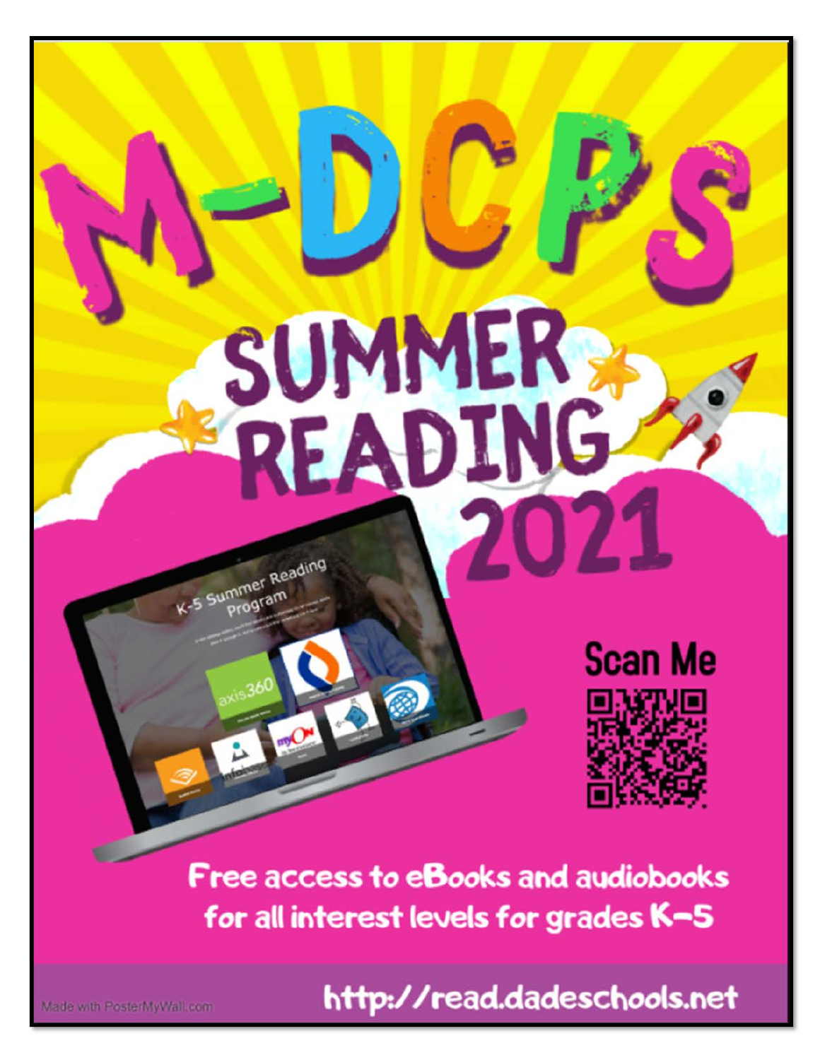# M-DCPS

## SUMMER READING 2021

Scan Me

Free access to eBooks and audiobooks for all interest levels for grades K-5

http://read.dadeschools.net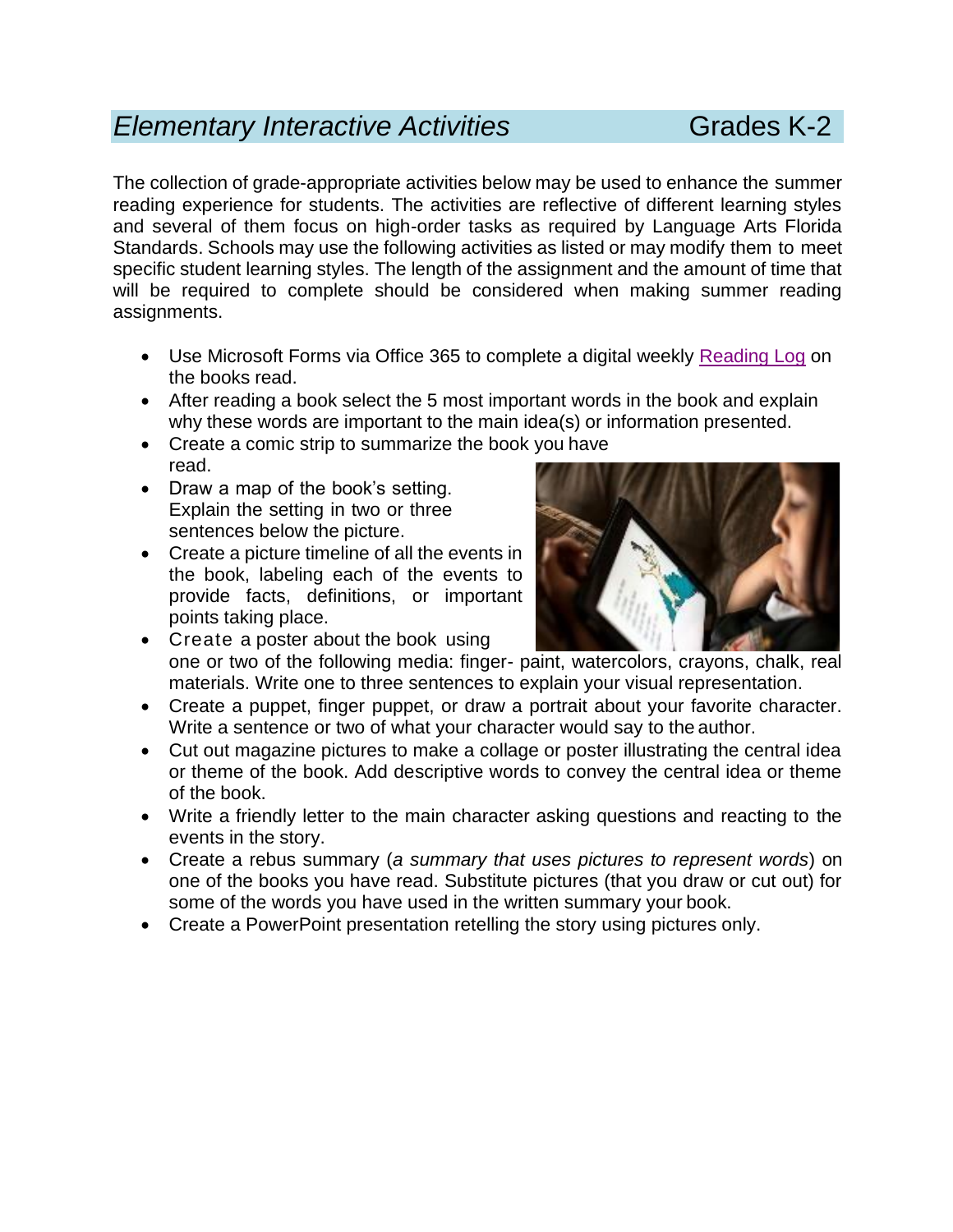## *Elementary Interactive Activities* Grades K-2

The collection of grade-appropriate activities below may be used to enhance the summer reading experience for students. The activities are reflective of different learning styles and several of them focus on high-order tasks as required by Language Arts Florida Standards. Schools may use the following activities as listed or may modify them to meet specific student learning styles. The length of the assignment and the amount of time that will be required to complete should be considered when making summer reading assignments.

- Use Microsoft Forms via Office 365 to complete a digital weekly Reading Log on the books read.
- After reading a book select the 5 most important words in the book and explain why these words are important to the main idea(s) or information presented.
- Create a comic strip to summarize the book you have read.
- Draw a map of the book's setting. Explain the setting in two or three sentences below the picture.
- Create a picture timeline of all the events in the book, labeling each of the events to provide facts, definitions, or important points taking place.
- Create a poster about the book using one or two of the following media: finger- paint, watercolors, crayons, chalk, real materials. Write one to three sentences to explain your visual representation.
- Create a puppet, finger puppet, or draw a portrait about your favorite character. Write a sentence or two of what your character would say to the author.
- Cut out magazine pictures to make a collage or poster illustrating the central idea or theme of the book. Add descriptive words to convey the central idea or theme of the book.
- Write a friendly letter to the main character asking questions and reacting to the events in the story.
- Create a rebus summary (*a summary that uses pictures to represent words*) on one of the books you have read. Substitute pictures (that you draw or cut out) for some of the words you have used in the written summary your book.
- Create a PowerPoint presentation retelling the story using pictures only.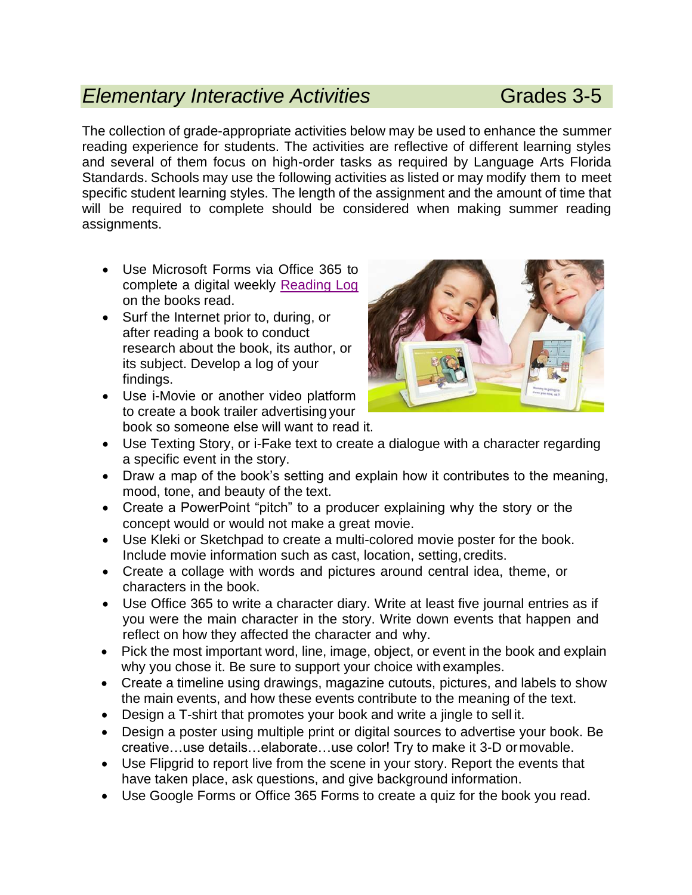## *Elementary Interactive Activities* Grades 3-5

The collection of grade-appropriate activities below may be used to enhance the summer reading experience for students. The activities are reflective of different learning styles and several of them focus on high-order tasks as required by Language Arts Florida Standards. Schools may use the following activities as listed or may modify them to meet specific student learning styles. The length of the assignment and the amount of time that will be required to complete should be considered when making summer reading assignments.

- Use Microsoft Forms via Office 365 to complete a digital weekly Reading Log on the books read.
- Surf the Internet prior to, during, or after reading a book to conduct research about the book, its author, or its subject. Develop a log of your findings.
- Use i-Movie or another video platform to create a book trailer advertising your book so someone else will want to read it.
- Use Texting Story, or i-Fake text to create a dialogue with a character regarding a specific event in the story.
- Draw a map of the book's setting and explain how it contributes to the meaning, mood, tone, and beauty of the text.
- Create a PowerPoint "pitch" to a producer explaining why the story or the concept would or would not make a great movie.
- Use Kleki or Sketchpad to create a multi-colored movie poster for the book. Include movie information such as cast, location, setting, credits.
- Create a collage with words and pictures around central idea, theme, or characters in the book.
- Use Office 365 to write a character diary. Write at least five journal entries as if you were the main character in the story. Write down events that happen and reflect on how they affected the character and why.
- Pick the most important word, line, image, object, or event in the book and explain why you chose it. Be sure to support your choice with examples.
- Create a timeline using drawings, magazine cutouts, pictures, and labels to show the main events, and how these events contribute to the meaning of the text.
- Design a T-shirt that promotes your book and write a jingle to sell it.
- Design a poster using multiple print or digital sources to advertise your book. Be creative…use details…elaborate…use color! Try to make it 3-D or movable.
- Use Flipgrid to report live from the scene in your story. Report the events that have taken place, ask questions, and give background information.
- Use Google Forms or Office 365 Forms to create a quiz for the book you read.